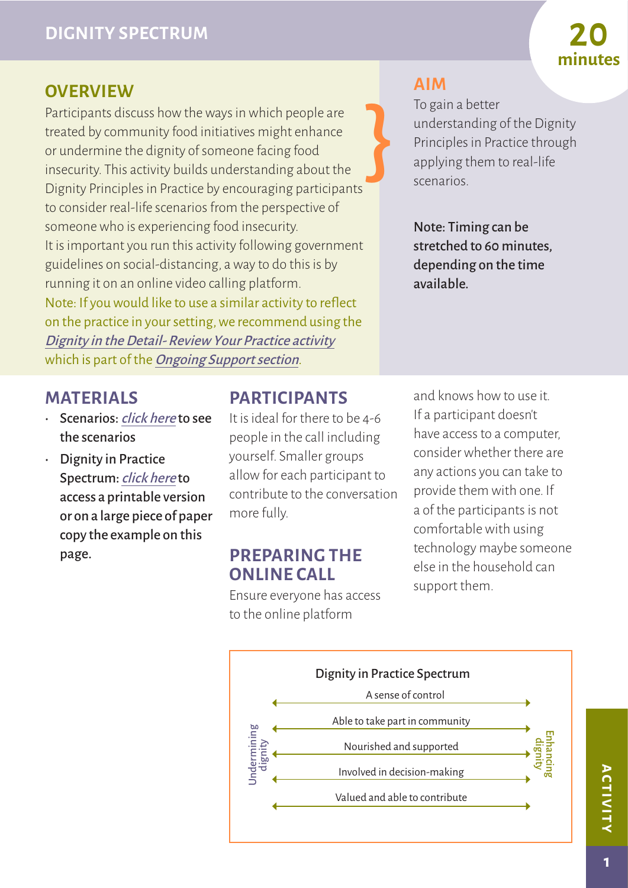# DIGNITY SPECTRUM

**20 minutes**

## OVERVIEW

Participants discuss how the ways in which people are treated by community food initiatives might enhance or undermine the dignity of someone facing food insecurity. This activity builds understanding about the Dignity Principles in Practice by encouraging participants to consider real-life scenarios from the perspective of someone who is experiencing food insecurity.

It is important you run this activity following government guidelines on social-distancing, a way to do this is by running it on an online video calling platform.

Note: If you would like to use a similar activity to reflect on the practice in your setting, we recommend using the *Dignity in the Detail- Review Your Practice activity* which is part of the *Ongoing Support section*.

## AIM

To gain a better understanding of the Dignity Principles in Practice through applying them to real-life scenarios.

**Note: Timing can be stretched to 60 minutes, depending on the time available.**

## MATERIALS

- **Scenarios:** *click here* **to see the scenarios**
- **Dignity in Practice Spectrum:** *click here* **to access a printable version or on a large piece of paper copy the example on this page.**

## PARTICIPANTS

It is ideal for there to be 4-6 people in the call including yourself. Smaller groups allow for each participant to contribute to the conversation more fully.

## PREPARING THE ONLINE CALL

Ensure everyone has access to the online platform and knows how to use it. If a participant doesn't have access to a computer, consider whether there are any actions you can take to provide them with one. If a of the participants is not comfortable with using technology maybe someone else in the household can support them.

**Dignity in Practice Spectrum**

Undermining dignity ⟷ Enhancing dignity

- A sense of control
- Able to take part in community
- Nourished and supported
- Involved in decision-making
- Valued and able to contribute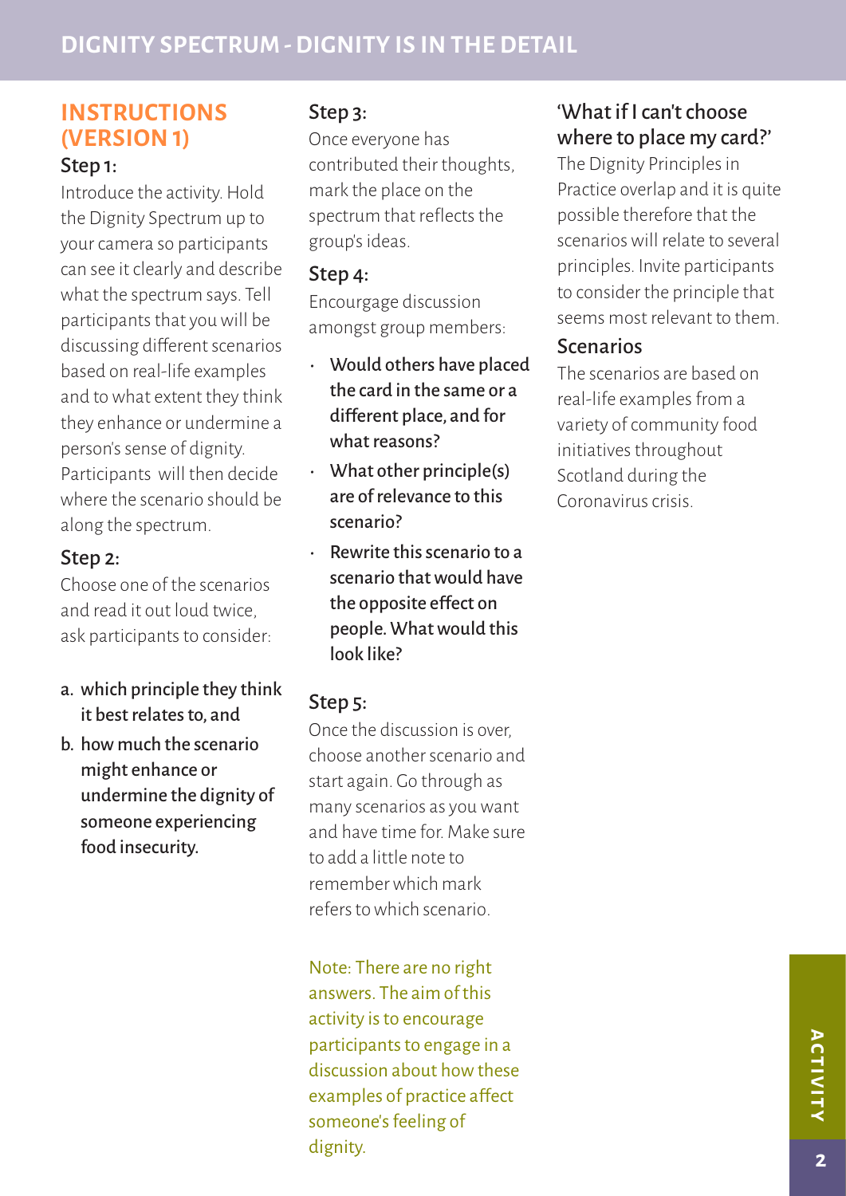# DIGNITY SPECTRUM - DIGNITY IS IN THE DETAIL

## INSTRUCTIONS (VERSION 1)

### Step 1:

Introduce the activity. Hold the Dignity Spectrum up to your camera so participants can see it clearly and describe what the spectrum says. Tell participants that you will be discussing different scenarios based on real-life examples and to what extent they think they enhance or undermine a person's sense of dignity. Participants will then decide where the scenario should be along the spectrum.

### Step 2:

Choose one of the scenarios and read it out loud twice, ask participants to consider:

a. **which principle they think it best relates to, and**
b. **how much the scenario might enhance or undermine the dignity of someone experiencing food insecurity.**

### Step 3:

Once everyone has contributed their thoughts, mark the place on the spectrum that reflects the group's ideas.

### Step 4:

Encourgage discussion amongst group members:

- **Would others have placed the card in the same or a different place, and for what reasons?**
- **What other principle(s) are of relevance to this scenario?**
- **Rewrite this scenario to a scenario that would have the opposite effect on people. What would this look like?**

### Step 5:

Once the discussion is over, choose another scenario and start again. Go through as many scenarios as you want and have time for. Make sure to add a little note to remember which mark refers to which scenario.

Note: There are no right answers. The aim of this activity is to encourage participants to engage in a discussion about how these examples of practice affect someone's feeling of dignity.

### 'What if I can't choose where to place my card?'

The Dignity Principles in Practice overlap and it is quite possible therefore that the scenarios will relate to several principles. Invite participants to consider the principle that seems most relevant to them.

### Scenarios

The scenarios are based on real-life examples from a variety of community food initiatives throughout Scotland during the Coronavirus crisis.

ACTIVITY